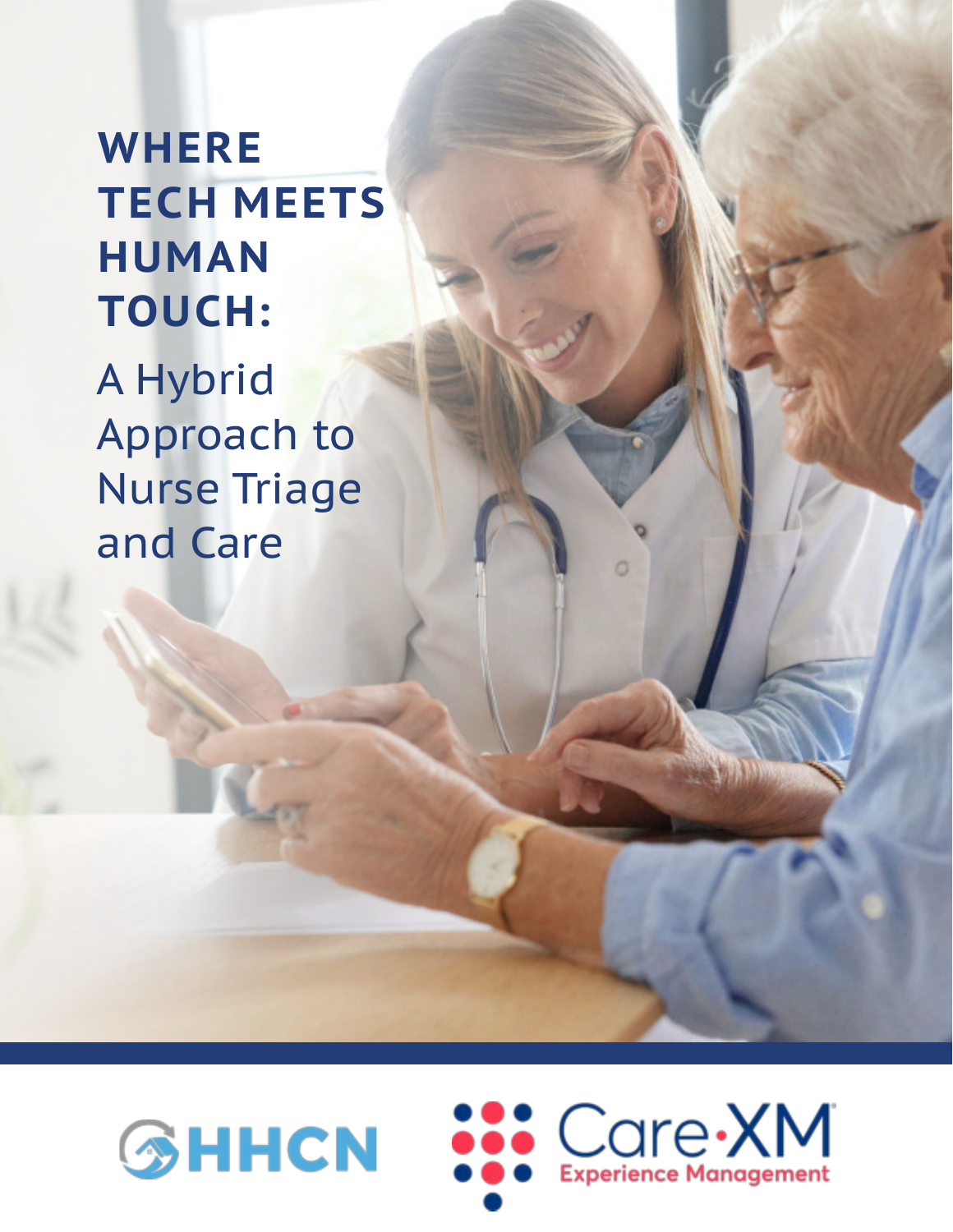# WHERE TECH MEETS HUMAN TOUCH:

## A Hybrid Approach to Nurse Triage and Care

HHCN

Care·XM
Experience Management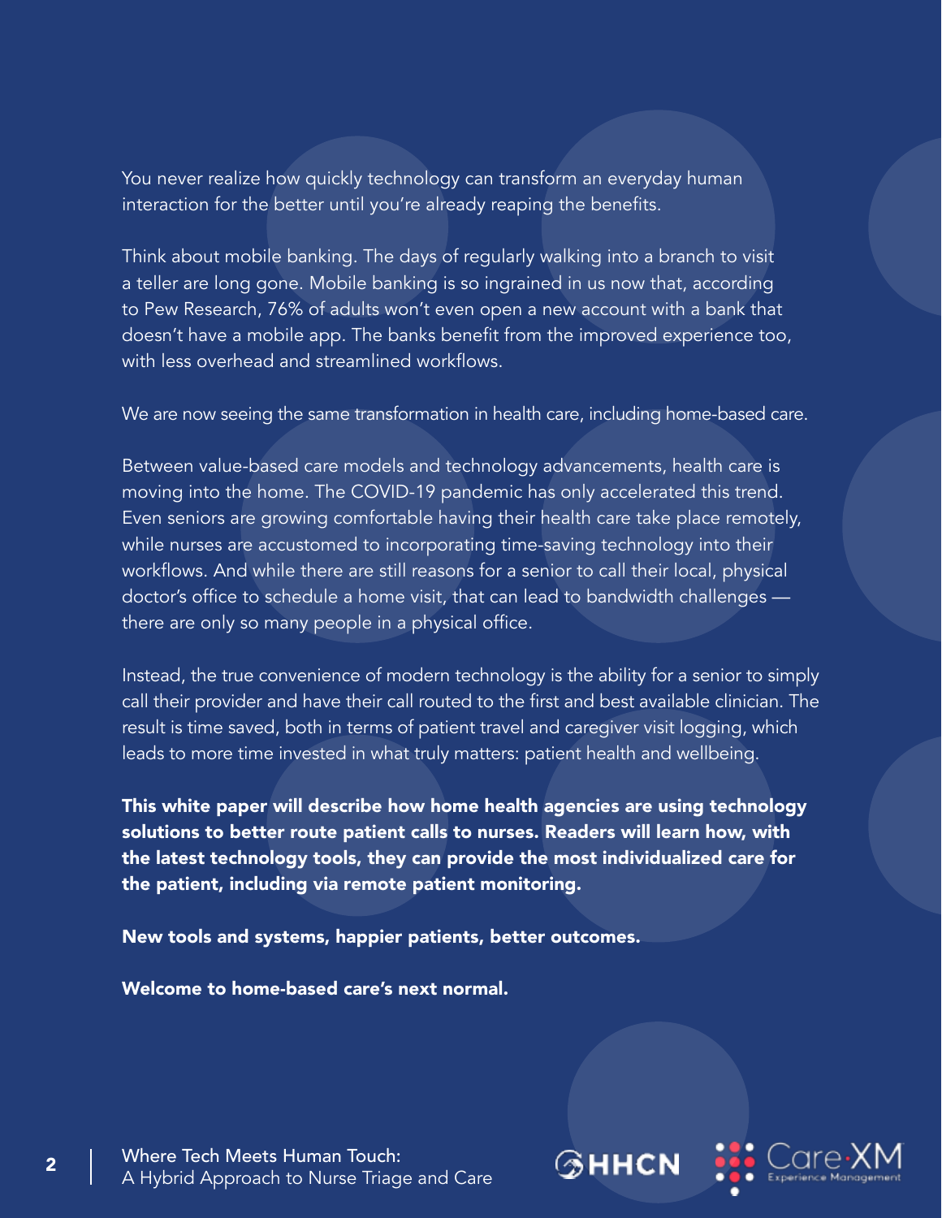You never realize how quickly technology can transform an everyday human interaction for the better until you're already reaping the benefits.

Think about mobile banking. The days of regularly walking into a branch to visit a teller are long gone. Mobile banking is so ingrained in us now that, according to Pew Research, 76% of adults won't even open a new account with a bank that doesn't have a mobile app. The banks benefit from the improved experience too, with less overhead and streamlined workflows.

We are now seeing the same transformation in health care, including home-based care.

Between value-based care models and technology advancements, health care is moving into the home. The COVID-19 pandemic has only accelerated this trend. Even seniors are growing comfortable having their health care take place remotely, while nurses are accustomed to incorporating time-saving technology into their workflows. And while there are still reasons for a senior to call their local, physical doctor's office to schedule a home visit, that can lead to bandwidth challenges — there are only so many people in a physical office.

Instead, the true convenience of modern technology is the ability for a senior to simply call their provider and have their call routed to the first and best available clinician. The result is time saved, both in terms of patient travel and caregiver visit logging, which leads to more time invested in what truly matters: patient health and wellbeing.

**This white paper will describe how home health agencies are using technology solutions to better route patient calls to nurses. Readers will learn how, with the latest technology tools, they can provide the most individualized care for the patient, including via remote patient monitoring.**

**New tools and systems, happier patients, better outcomes.**

**Welcome to home-based care's next normal.**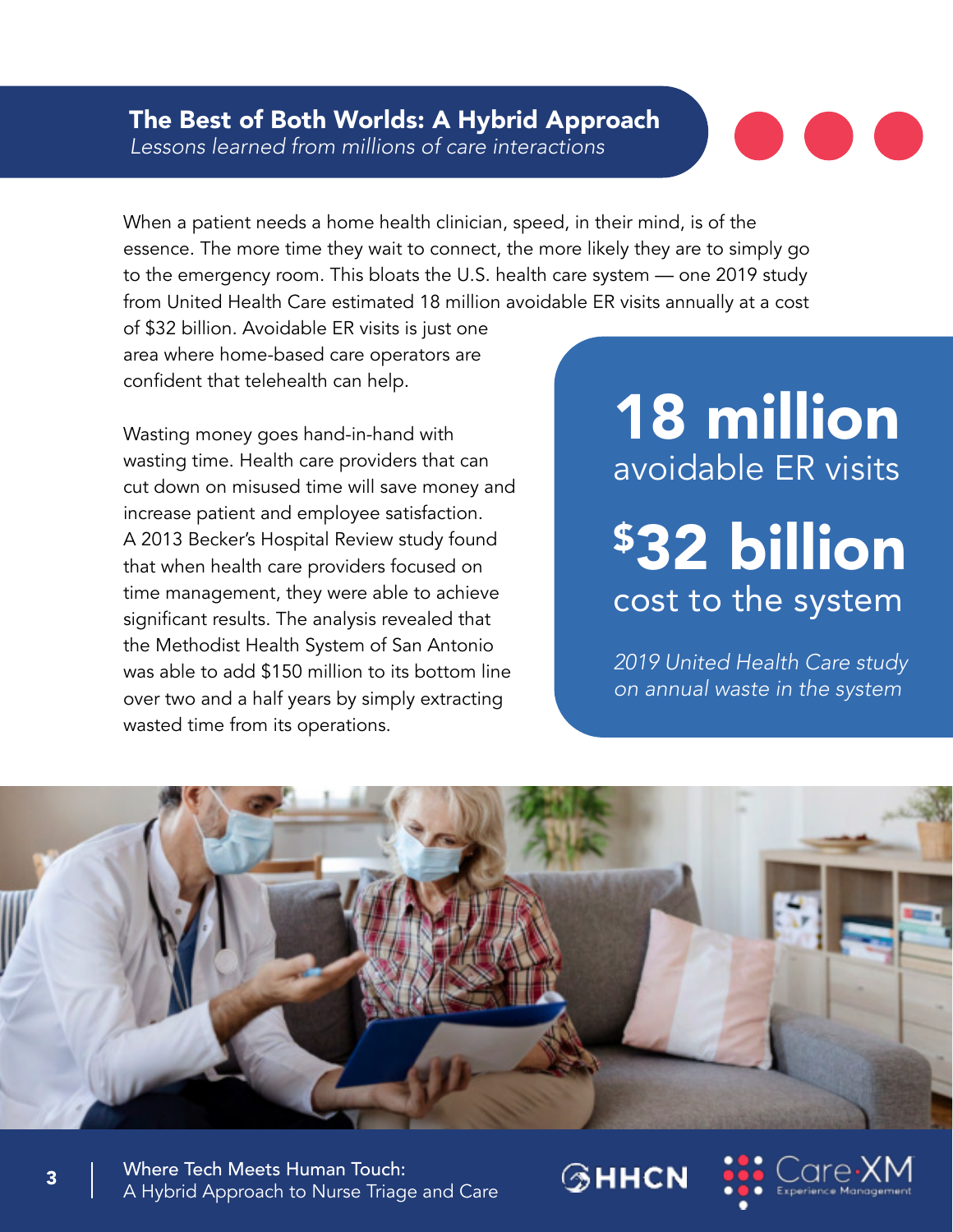## The Best of Both Worlds: A Hybrid Approach

*Lessons learned from millions of care interactions*

When a patient needs a home health clinician, speed, in their mind, is of the essence. The more time they wait to connect, the more likely they are to simply go to the emergency room. This bloats the U.S. health care system — one 2019 study from United Health Care estimated 18 million avoidable ER visits annually at a cost of $32 billion. Avoidable ER visits is just one area where home-based care operators are confident that telehealth can help.

Wasting money goes hand-in-hand with wasting time. Health care providers that can cut down on misused time will save money and increase patient and employee satisfaction. A 2013 Becker's Hospital Review study found that when health care providers focused on time management, they were able to achieve significant results. The analysis revealed that the Methodist Health System of San Antonio was able to add $150 million to its bottom line over two and a half years by simply extracting wasted time from its operations.

**18 million**
avoidable ER visits

**$32 billion**
cost to the system

*2019 United Health Care study on annual waste in the system*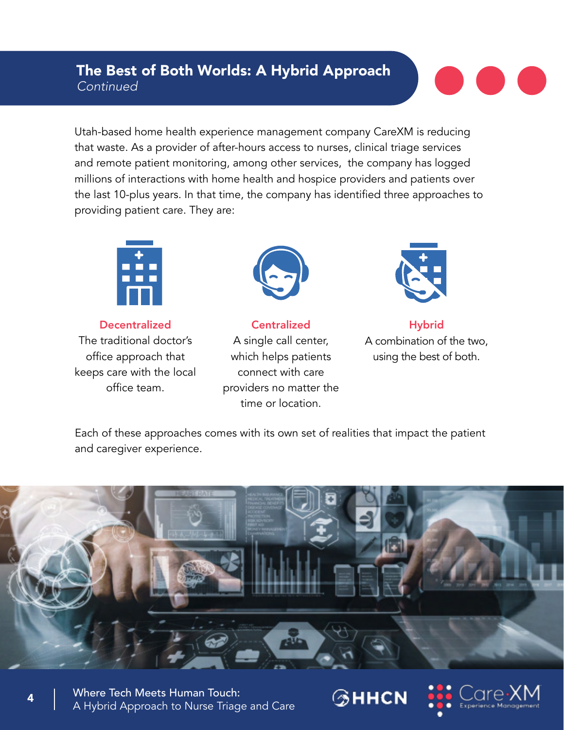## The Best of Both Worlds: A Hybrid Approach

*Continued*

Utah-based home health experience management company CareXM is reducing that waste. As a provider of after-hours access to nurses, clinical triage services and remote patient monitoring, among other services, the company has logged millions of interactions with home health and hospice providers and patients over the last 10-plus years. In that time, the company has identified three approaches to providing patient care. They are:

**Decentralized**
The traditional doctor's office approach that keeps care with the local office team.

**Centralized**
A single call center, which helps patients connect with care providers no matter the time or location.

**Hybrid**
A combination of the two, using the best of both.

Each of these approaches comes with its own set of realities that impact the patient and caregiver experience.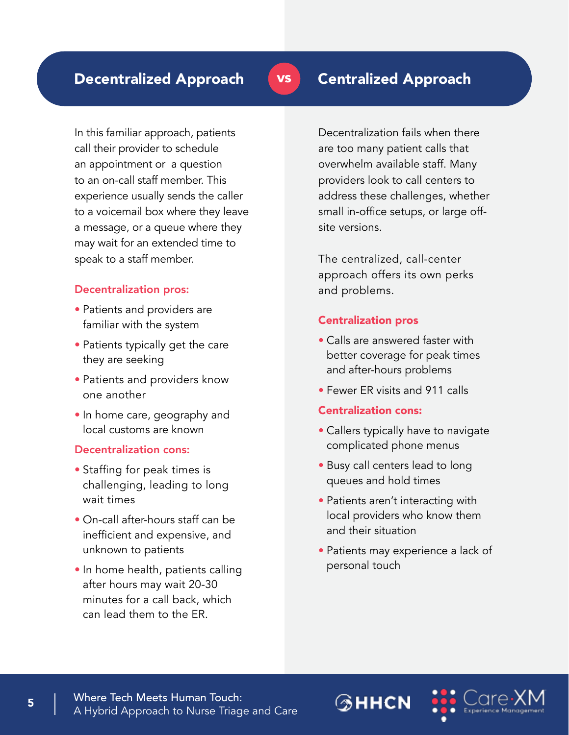## Decentralized Approach vs Centralized Approach

### Decentralized Approach

In this familiar approach, patients call their provider to schedule an appointment or a question to an on-call staff member. This experience usually sends the caller to a voicemail box where they leave a message, or a queue where they may wait for an extended time to speak to a staff member.

**Decentralization pros:**

- Patients and providers are familiar with the system
- Patients typically get the care they are seeking
- Patients and providers know one another
- In home care, geography and local customs are known

**Decentralization cons:**

- Staffing for peak times is challenging, leading to long wait times
- On-call after-hours staff can be inefficient and expensive, and unknown to patients
- In home health, patients calling after hours may wait 20-30 minutes for a call back, which can lead them to the ER.

### Centralized Approach

Decentralization fails when there are too many patient calls that overwhelm available staff. Many providers look to call centers to address these challenges, whether small in-office setups, or large off-site versions.

The centralized, call-center approach offers its own perks and problems.

**Centralization pros**

- Calls are answered faster with better coverage for peak times and after-hours problems
- Fewer ER visits and 911 calls

**Centralization cons:**

- Callers typically have to navigate complicated phone menus
- Busy call centers lead to long queues and hold times
- Patients aren't interacting with local providers who know them and their situation
- Patients may experience a lack of personal touch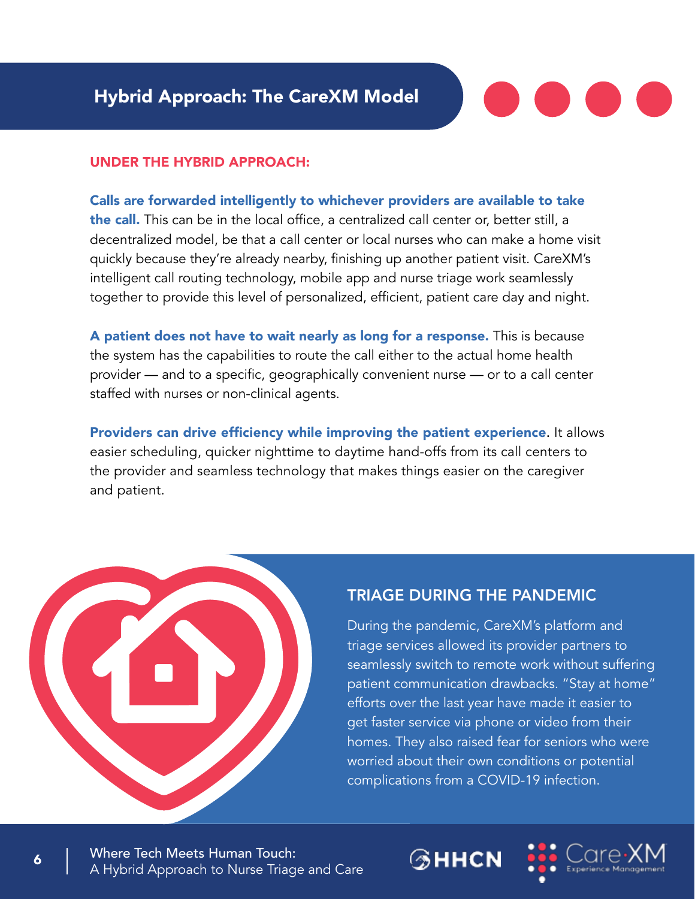# Hybrid Approach: The CareXM Model

## UNDER THE HYBRID APPROACH:

**Calls are forwarded intelligently to whichever providers are available to take the call.** This can be in the local office, a centralized call center or, better still, a decentralized model, be that a call center or local nurses who can make a home visit quickly because they're already nearby, finishing up another patient visit. CareXM's intelligent call routing technology, mobile app and nurse triage work seamlessly together to provide this level of personalized, efficient, patient care day and night.

**A patient does not have to wait nearly as long for a response.** This is because the system has the capabilities to route the call either to the actual home health provider — and to a specific, geographically convenient nurse — or to a call center staffed with nurses or non-clinical agents.

**Providers can drive efficiency while improving the patient experience.** It allows easier scheduling, quicker nighttime to daytime hand-offs from its call centers to the provider and seamless technology that makes things easier on the caregiver and patient.

## TRIAGE DURING THE PANDEMIC

During the pandemic, CareXM's platform and triage services allowed its provider partners to seamlessly switch to remote work without suffering patient communication drawbacks. "Stay at home" efforts over the last year have made it easier to get faster service via phone or video from their homes. They also raised fear for seniors who were worried about their own conditions or potential complications from a COVID-19 infection.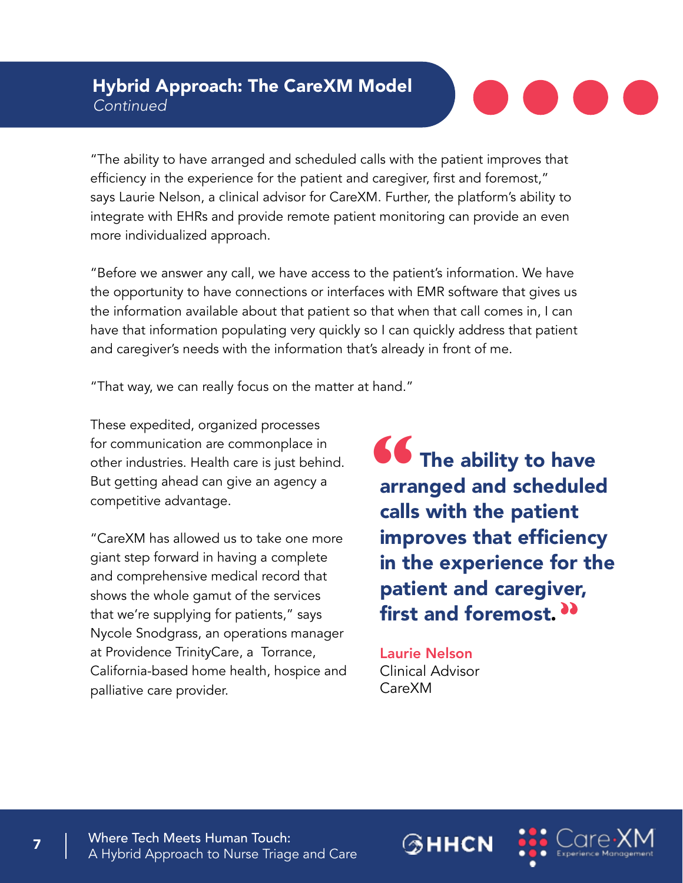## Hybrid Approach: The CareXM Model

*Continued*

"The ability to have arranged and scheduled calls with the patient improves that efficiency in the experience for the patient and caregiver, first and foremost," says Laurie Nelson, a clinical advisor for CareXM. Further, the platform's ability to integrate with EHRs and provide remote patient monitoring can provide an even more individualized approach.

"Before we answer any call, we have access to the patient's information. We have the opportunity to have connections or interfaces with EMR software that gives us the information available about that patient so that when that call comes in, I can have that information populating very quickly so I can quickly address that patient and caregiver's needs with the information that's already in front of me.

"That way, we can really focus on the matter at hand."

These expedited, organized processes for communication are commonplace in other industries. Health care is just behind. But getting ahead can give an agency a competitive advantage.

"CareXM has allowed us to take one more giant step forward in having a complete and comprehensive medical record that shows the whole gamut of the services that we're supplying for patients," says Nycole Snodgrass, an operations manager at Providence TrinityCare, a Torrance, California-based home health, hospice and palliative care provider.

> **"The ability to have arranged and scheduled calls with the patient improves that efficiency in the experience for the patient and caregiver, first and foremost."**
>
> **Laurie Nelson**
> Clinical Advisor
> CareXM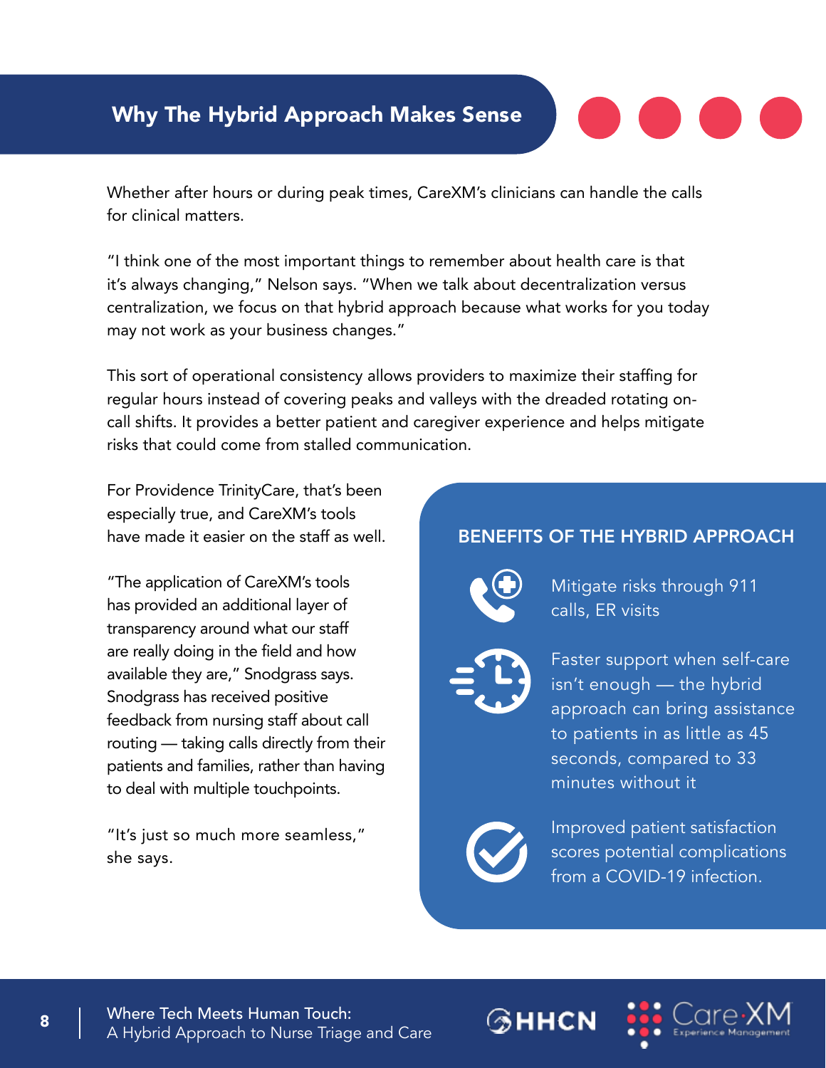## Why The Hybrid Approach Makes Sense

Whether after hours or during peak times, CareXM's clinicians can handle the calls for clinical matters.

"I think one of the most important things to remember about health care is that it's always changing," Nelson says. "When we talk about decentralization versus centralization, we focus on that hybrid approach because what works for you today may not work as your business changes."

This sort of operational consistency allows providers to maximize their staffing for regular hours instead of covering peaks and valleys with the dreaded rotating on-call shifts. It provides a better patient and caregiver experience and helps mitigate risks that could come from stalled communication.

For Providence TrinityCare, that's been especially true, and CareXM's tools have made it easier on the staff as well.

"The application of CareXM's tools has provided an additional layer of transparency around what our staff are really doing in the field and how available they are," Snodgrass says. Snodgrass has received positive feedback from nursing staff about call routing — taking calls directly from their patients and families, rather than having to deal with multiple touchpoints.

"It's just so much more seamless," she says.

### BENEFITS OF THE HYBRID APPROACH

- Mitigate risks through 911 calls, ER visits
- Faster support when self-care isn't enough — the hybrid approach can bring assistance to patients in as little as 45 seconds, compared to 33 minutes without it
- Improved patient satisfaction scores potential complications from a COVID-19 infection.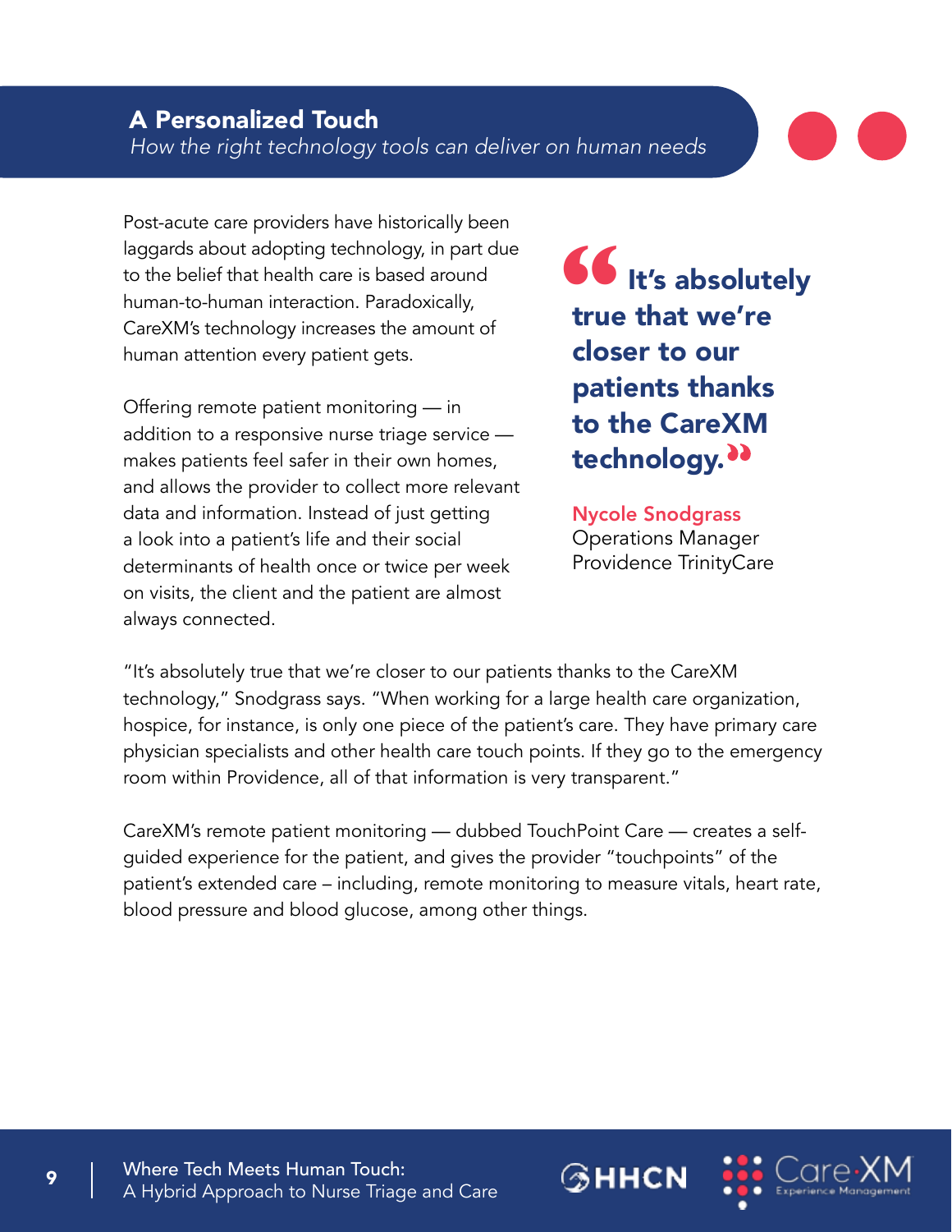## A Personalized Touch

*How the right technology tools can deliver on human needs*

Post-acute care providers have historically been laggards about adopting technology, in part due to the belief that health care is based around human-to-human interaction. Paradoxically, CareXM's technology increases the amount of human attention every patient gets.

Offering remote patient monitoring — in addition to a responsive nurse triage service — makes patients feel safer in their own homes, and allows the provider to collect more relevant data and information. Instead of just getting a look into a patient's life and their social determinants of health once or twice per week on visits, the client and the patient are almost always connected.

> **"It's absolutely true that we're closer to our patients thanks to the CareXM technology."**
>
> **Nycole Snodgrass**
> Operations Manager
> Providence TrinityCare

"It's absolutely true that we're closer to our patients thanks to the CareXM technology," Snodgrass says. "When working for a large health care organization, hospice, for instance, is only one piece of the patient's care. They have primary care physician specialists and other health care touch points. If they go to the emergency room within Providence, all of that information is very transparent."

CareXM's remote patient monitoring — dubbed TouchPoint Care — creates a self-guided experience for the patient, and gives the provider "touchpoints" of the patient's extended care – including, remote monitoring to measure vitals, heart rate, blood pressure and blood glucose, among other things.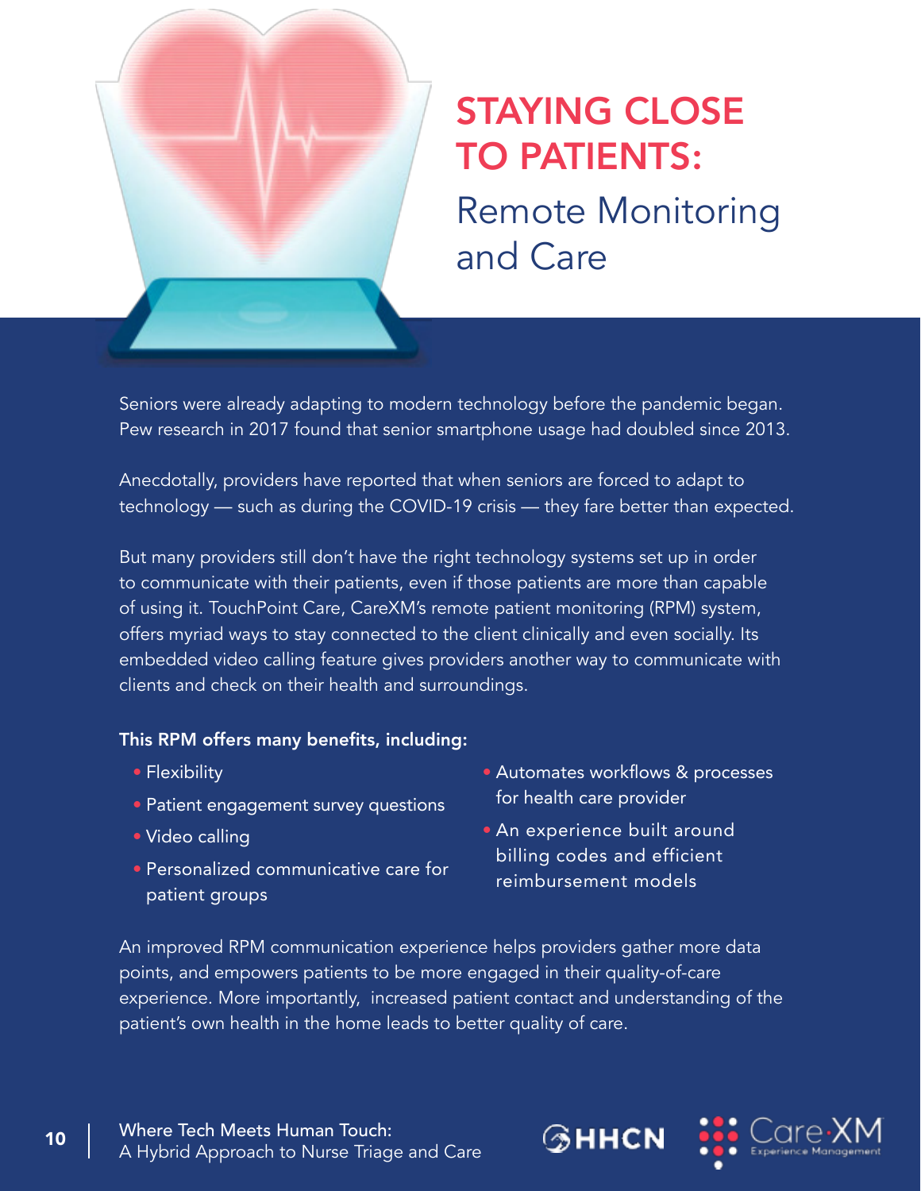# STAYING CLOSE TO PATIENTS:

## Remote Monitoring and Care

Seniors were already adapting to modern technology before the pandemic began. Pew research in 2017 found that senior smartphone usage had doubled since 2013.

Anecdotally, providers have reported that when seniors are forced to adapt to technology — such as during the COVID-19 crisis — they fare better than expected.

But many providers still don't have the right technology systems set up in order to communicate with their patients, even if those patients are more than capable of using it. TouchPoint Care, CareXM's remote patient monitoring (RPM) system, offers myriad ways to stay connected to the client clinically and even socially. Its embedded video calling feature gives providers another way to communicate with clients and check on their health and surroundings.

**This RPM offers many benefits, including:**

- Flexibility
- Patient engagement survey questions
- Video calling
- Personalized communicative care for patient groups
- Automates workflows & processes for health care provider
- An experience built around billing codes and efficient reimbursement models

An improved RPM communication experience helps providers gather more data points, and empowers patients to be more engaged in their quality-of-care experience. More importantly, increased patient contact and understanding of the patient's own health in the home leads to better quality of care.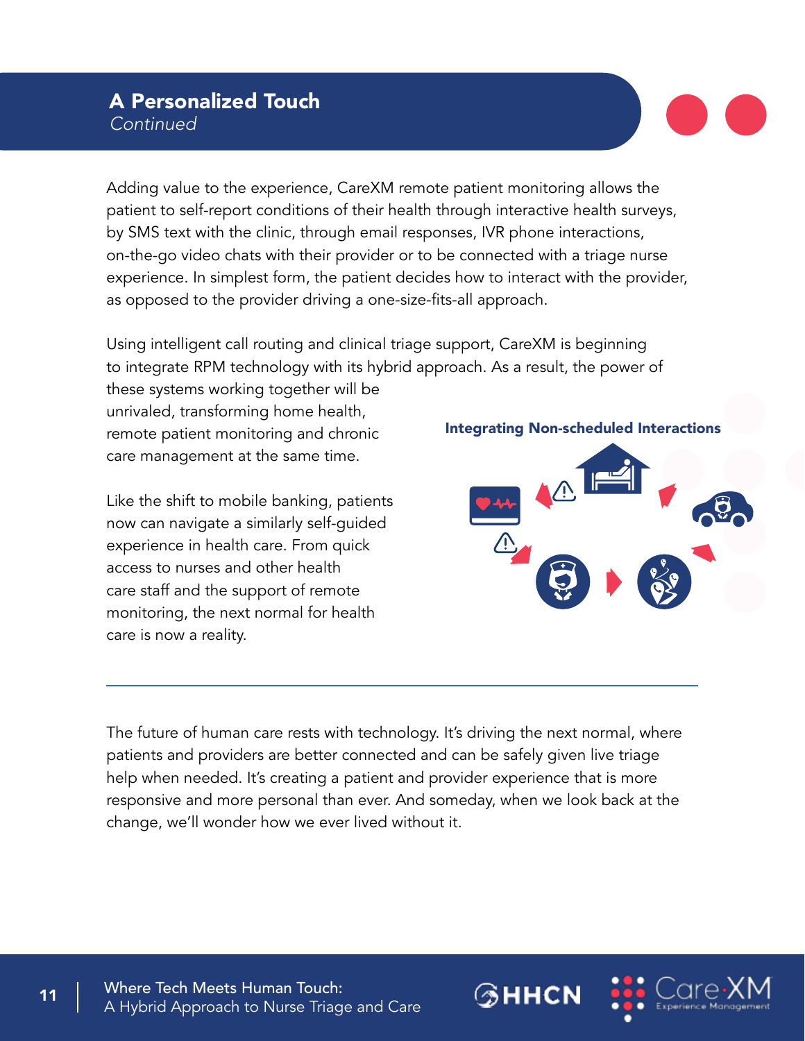## A Personalized Touch

*Continued*

Adding value to the experience, CareXM remote patient monitoring allows the patient to self-report conditions of their health through interactive health surveys, by SMS text with the clinic, through email responses, IVR phone interactions, on-the-go video chats with their provider or to be connected with a triage nurse experience. In simplest form, the patient decides how to interact with the provider, as opposed to the provider driving a one-size-fits-all approach.

Using intelligent call routing and clinical triage support, CareXM is beginning to integrate RPM technology with its hybrid approach. As a result, the power of these systems working together will be unrivaled, transforming home health, remote patient monitoring and chronic care management at the same time.

Like the shift to mobile banking, patients now can navigate a similarly self-guided experience in health care. From quick access to nurses and other health care staff and the support of remote monitoring, the next normal for health care is now a reality.

**Integrating Non-scheduled Interactions**

---

The future of human care rests with technology. It's driving the next normal, where patients and providers are better connected and can be safely given live triage help when needed. It's creating a patient and provider experience that is more responsive and more personal than ever. And someday, when we look back at the change, we'll wonder how we ever lived without it.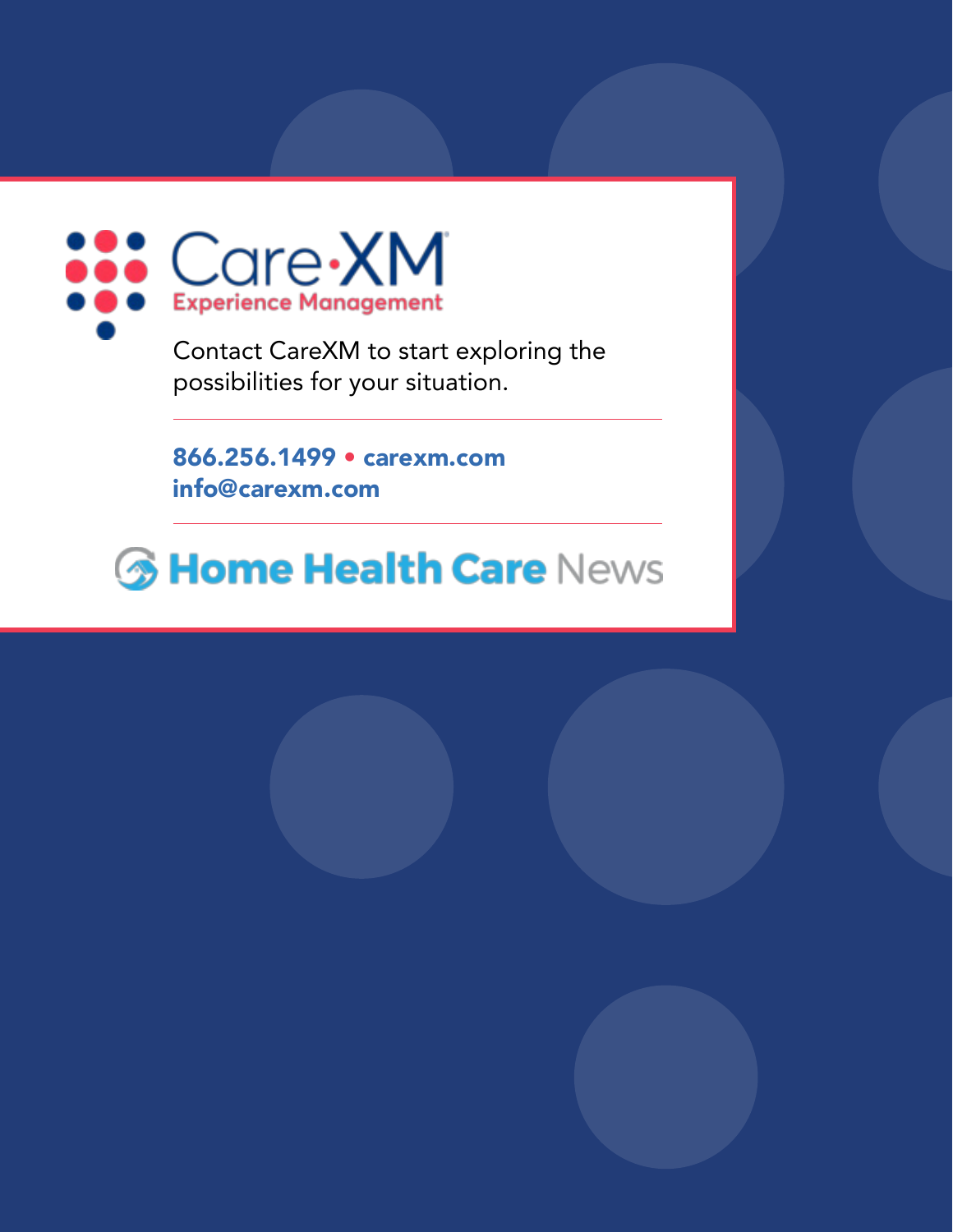Care·XM

Experience Management

Contact CareXM to start exploring the possibilities for your situation.

---

**866.256.1499 • carexm.com**
**info@carexm.com**

---

Home Health Care News